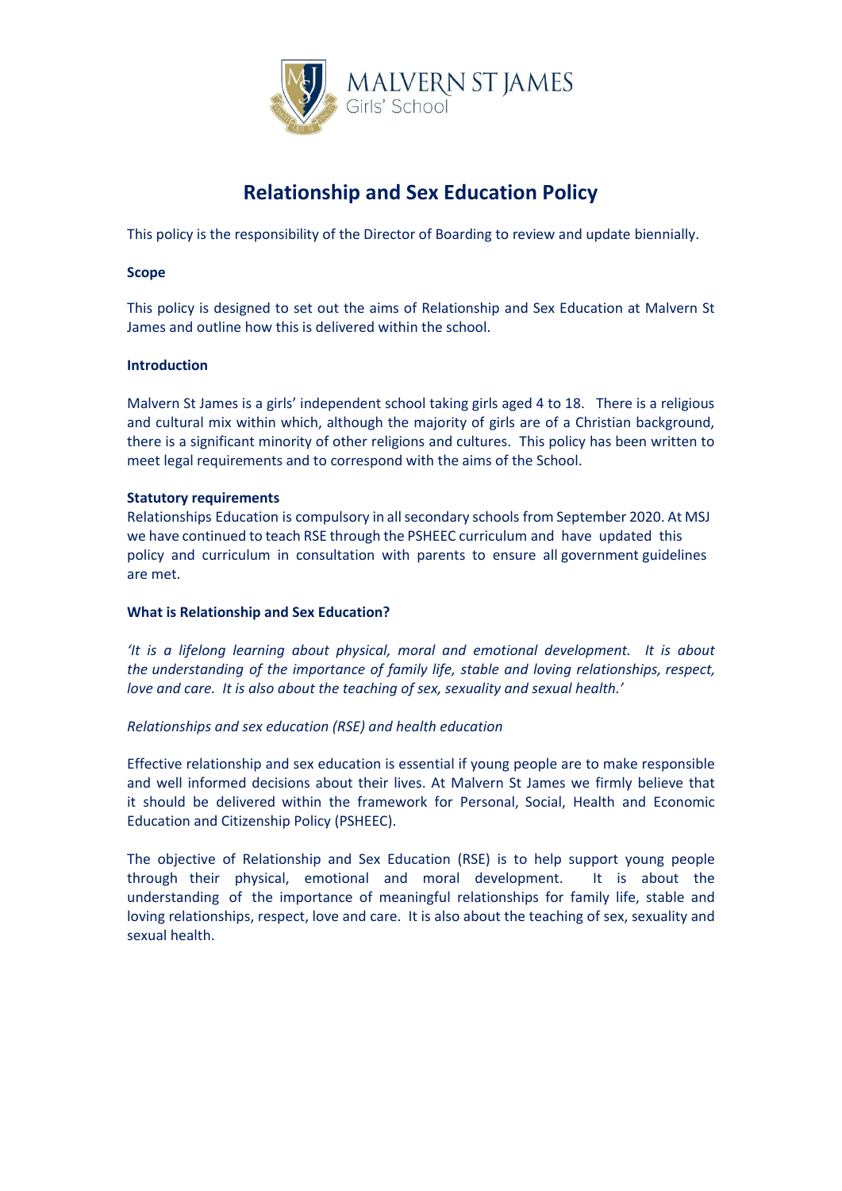MALVERN ST JAMES
Girls' School

# Relationship and Sex Education Policy

This policy is the responsibility of the Director of Boarding to review and update biennially.

**Scope**

This policy is designed to set out the aims of Relationship and Sex Education at Malvern St James and outline how this is delivered within the school.

**Introduction**

Malvern St James is a girls' independent school taking girls aged 4 to 18. There is a religious and cultural mix within which, although the majority of girls are of a Christian background, there is a significant minority of other religions and cultures. This policy has been written to meet legal requirements and to correspond with the aims of the School.

**Statutory requirements**

Relationships Education is compulsory in all secondary schools from September 2020. At MSJ we have continued to teach RSE through the PSHEEC curriculum and have updated this policy and curriculum in consultation with parents to ensure all government guidelines are met.

**What is Relationship and Sex Education?**

*'It is a lifelong learning about physical, moral and emotional development. It is about the understanding of the importance of family life, stable and loving relationships, respect, love and care. It is also about the teaching of sex, sexuality and sexual health.'*

*Relationships and sex education (RSE) and health education*

Effective relationship and sex education is essential if young people are to make responsible and well informed decisions about their lives. At Malvern St James we firmly believe that it should be delivered within the framework for Personal, Social, Health and Economic Education and Citizenship Policy (PSHEEC).

The objective of Relationship and Sex Education (RSE) is to help support young people through their physical, emotional and moral development. It is about the understanding of the importance of meaningful relationships for family life, stable and loving relationships, respect, love and care. It is also about the teaching of sex, sexuality and sexual health.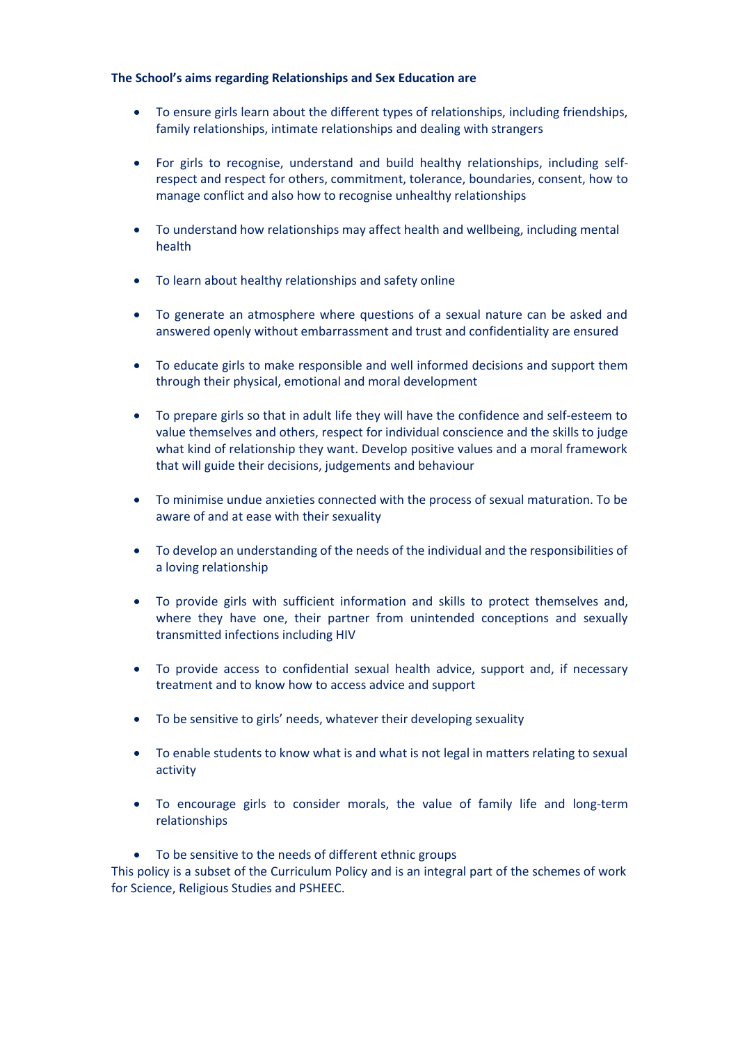**The School's aims regarding Relationships and Sex Education are**

- To ensure girls learn about the different types of relationships, including friendships, family relationships, intimate relationships and dealing with strangers
- For girls to recognise, understand and build healthy relationships, including self-respect and respect for others, commitment, tolerance, boundaries, consent, how to manage conflict and also how to recognise unhealthy relationships
- To understand how relationships may affect health and wellbeing, including mental health
- To learn about healthy relationships and safety online
- To generate an atmosphere where questions of a sexual nature can be asked and answered openly without embarrassment and trust and confidentiality are ensured
- To educate girls to make responsible and well informed decisions and support them through their physical, emotional and moral development
- To prepare girls so that in adult life they will have the confidence and self-esteem to value themselves and others, respect for individual conscience and the skills to judge what kind of relationship they want. Develop positive values and a moral framework that will guide their decisions, judgements and behaviour
- To minimise undue anxieties connected with the process of sexual maturation. To be aware of and at ease with their sexuality
- To develop an understanding of the needs of the individual and the responsibilities of a loving relationship
- To provide girls with sufficient information and skills to protect themselves and, where they have one, their partner from unintended conceptions and sexually transmitted infections including HIV
- To provide access to confidential sexual health advice, support and, if necessary treatment and to know how to access advice and support
- To be sensitive to girls' needs, whatever their developing sexuality
- To enable students to know what is and what is not legal in matters relating to sexual activity
- To encourage girls to consider morals, the value of family life and long-term relationships
- To be sensitive to the needs of different ethnic groups

This policy is a subset of the Curriculum Policy and is an integral part of the schemes of work for Science, Religious Studies and PSHEEC.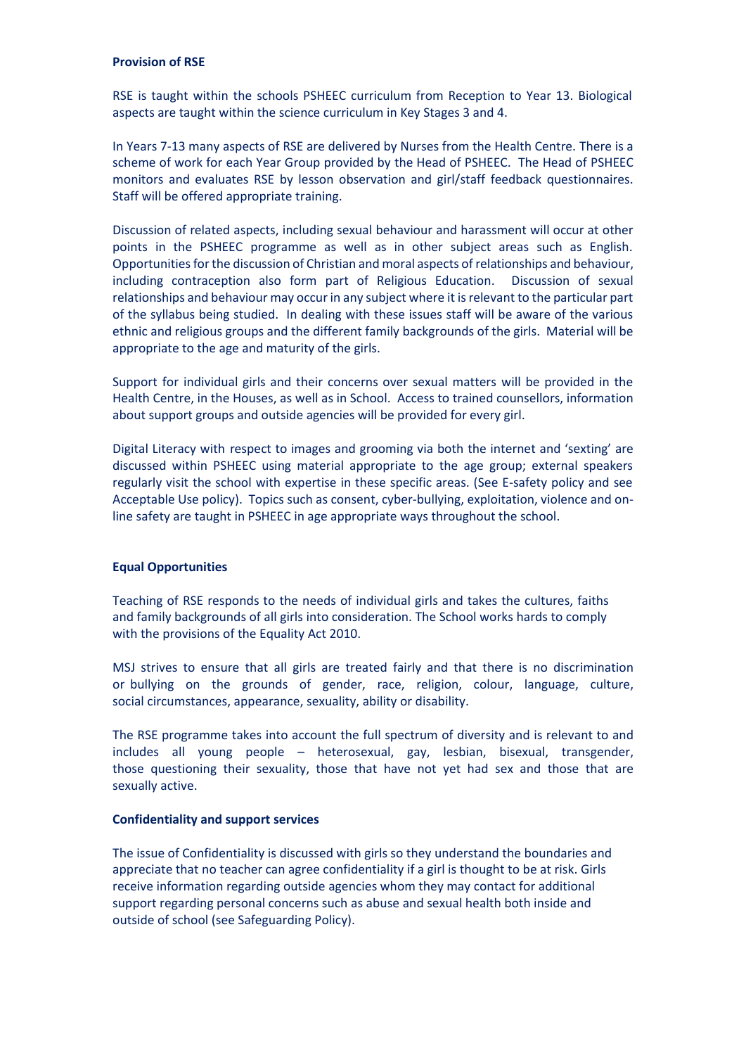**Provision of RSE**

RSE is taught within the schools PSHEEC curriculum from Reception to Year 13. Biological aspects are taught within the science curriculum in Key Stages 3 and 4.

In Years 7-13 many aspects of RSE are delivered by Nurses from the Health Centre. There is a scheme of work for each Year Group provided by the Head of PSHEEC. The Head of PSHEEC monitors and evaluates RSE by lesson observation and girl/staff feedback questionnaires. Staff will be offered appropriate training.

Discussion of related aspects, including sexual behaviour and harassment will occur at other points in the PSHEEC programme as well as in other subject areas such as English. Opportunities for the discussion of Christian and moral aspects of relationships and behaviour, including contraception also form part of Religious Education. Discussion of sexual relationships and behaviour may occur in any subject where it is relevant to the particular part of the syllabus being studied. In dealing with these issues staff will be aware of the various ethnic and religious groups and the different family backgrounds of the girls. Material will be appropriate to the age and maturity of the girls.

Support for individual girls and their concerns over sexual matters will be provided in the Health Centre, in the Houses, as well as in School. Access to trained counsellors, information about support groups and outside agencies will be provided for every girl.

Digital Literacy with respect to images and grooming via both the internet and 'sexting' are discussed within PSHEEC using material appropriate to the age group; external speakers regularly visit the school with expertise in these specific areas. (See E-safety policy and see Acceptable Use policy). Topics such as consent, cyber-bullying, exploitation, violence and on-line safety are taught in PSHEEC in age appropriate ways throughout the school.

**Equal Opportunities**

Teaching of RSE responds to the needs of individual girls and takes the cultures, faiths and family backgrounds of all girls into consideration. The School works hards to comply with the provisions of the Equality Act 2010.

MSJ strives to ensure that all girls are treated fairly and that there is no discrimination or bullying on the grounds of gender, race, religion, colour, language, culture, social circumstances, appearance, sexuality, ability or disability.

The RSE programme takes into account the full spectrum of diversity and is relevant to and includes all young people – heterosexual, gay, lesbian, bisexual, transgender, those questioning their sexuality, those that have not yet had sex and those that are sexually active.

**Confidentiality and support services**

The issue of Confidentiality is discussed with girls so they understand the boundaries and appreciate that no teacher can agree confidentiality if a girl is thought to be at risk. Girls receive information regarding outside agencies whom they may contact for additional support regarding personal concerns such as abuse and sexual health both inside and outside of school (see Safeguarding Policy).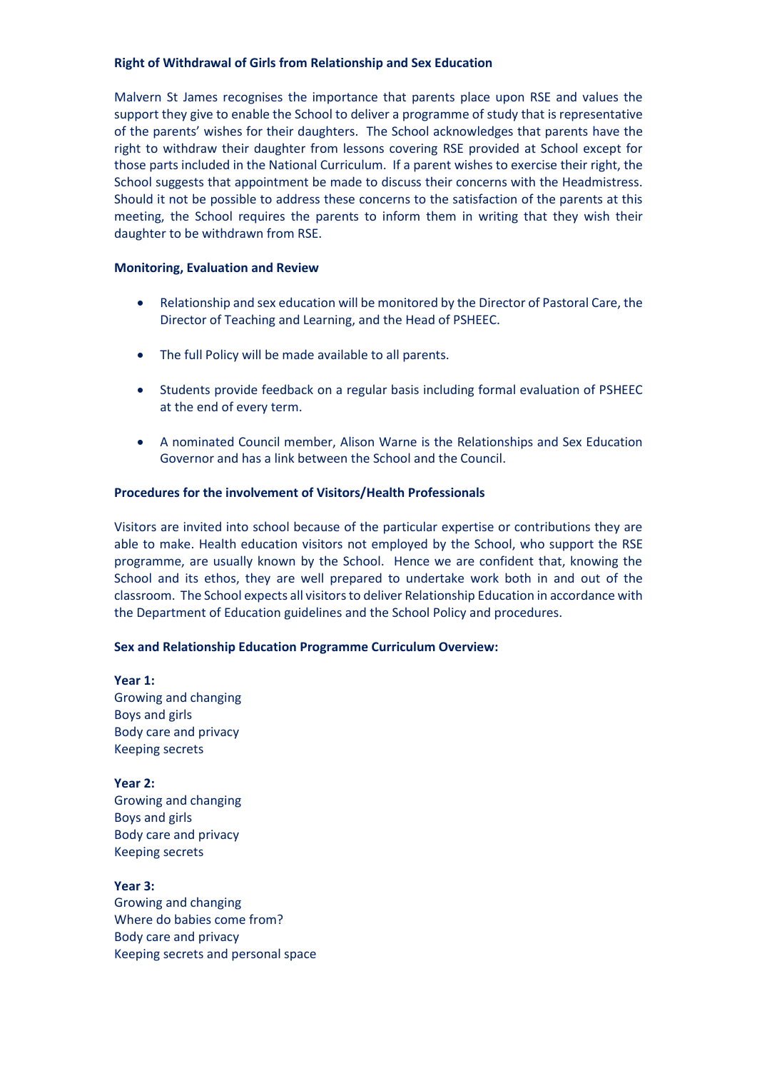### Right of Withdrawal of Girls from Relationship and Sex Education

Malvern St James recognises the importance that parents place upon RSE and values the support they give to enable the School to deliver a programme of study that is representative of the parents' wishes for their daughters. The School acknowledges that parents have the right to withdraw their daughter from lessons covering RSE provided at School except for those parts included in the National Curriculum. If a parent wishes to exercise their right, the School suggests that appointment be made to discuss their concerns with the Headmistress. Should it not be possible to address these concerns to the satisfaction of the parents at this meeting, the School requires the parents to inform them in writing that they wish their daughter to be withdrawn from RSE.

### Monitoring, Evaluation and Review

- Relationship and sex education will be monitored by the Director of Pastoral Care, the Director of Teaching and Learning, and the Head of PSHEEC.
- The full Policy will be made available to all parents.
- Students provide feedback on a regular basis including formal evaluation of PSHEEC at the end of every term.
- A nominated Council member, Alison Warne is the Relationships and Sex Education Governor and has a link between the School and the Council.

### Procedures for the involvement of Visitors/Health Professionals

Visitors are invited into school because of the particular expertise or contributions they are able to make. Health education visitors not employed by the School, who support the RSE programme, are usually known by the School. Hence we are confident that, knowing the School and its ethos, they are well prepared to undertake work both in and out of the classroom. The School expects all visitors to deliver Relationship Education in accordance with the Department of Education guidelines and the School Policy and procedures.

### Sex and Relationship Education Programme Curriculum Overview:

**Year 1:**
Growing and changing
Boys and girls
Body care and privacy
Keeping secrets

**Year 2:**
Growing and changing
Boys and girls
Body care and privacy
Keeping secrets

**Year 3:**
Growing and changing
Where do babies come from?
Body care and privacy
Keeping secrets and personal space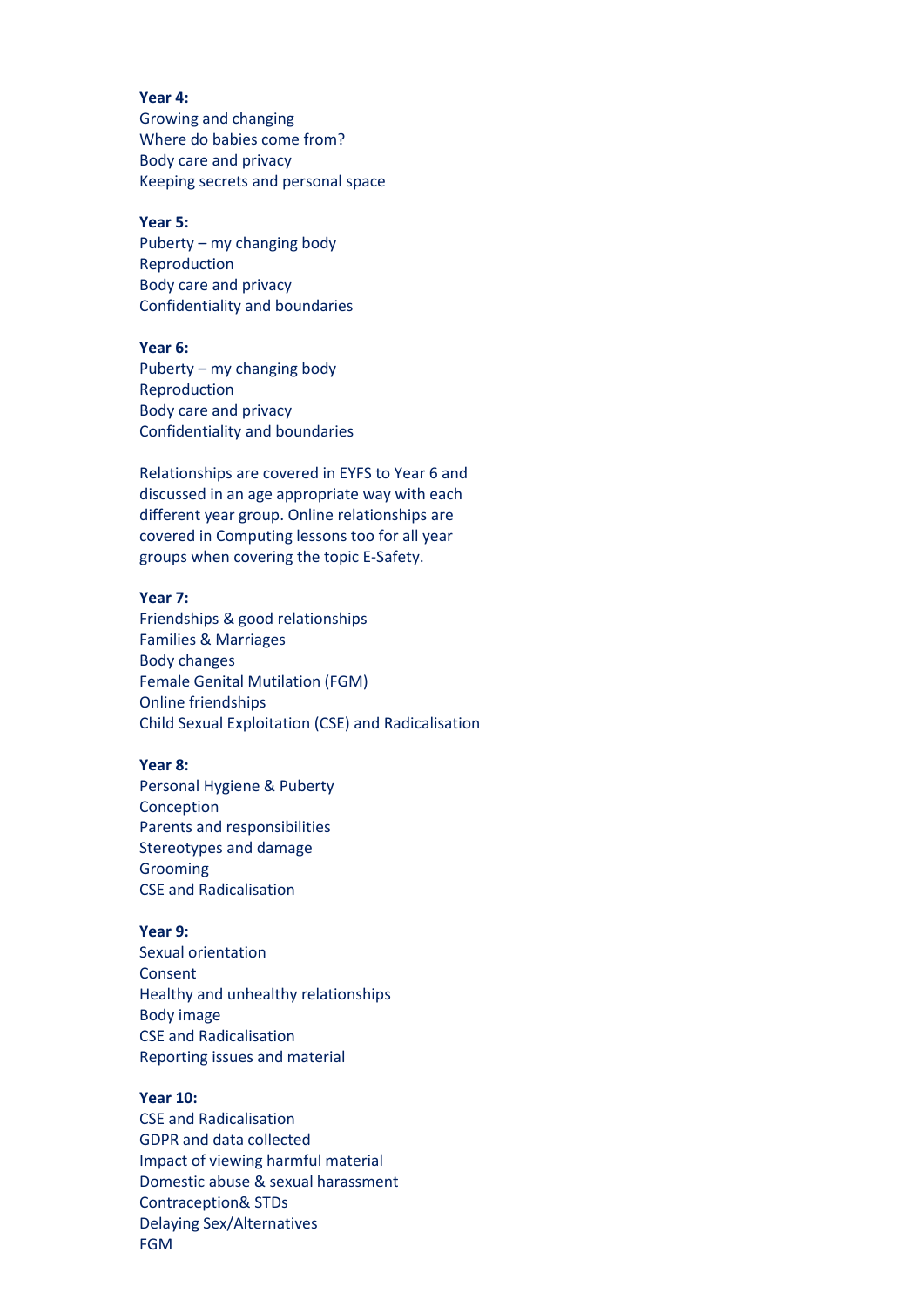**Year 4:**
Growing and changing
Where do babies come from?
Body care and privacy
Keeping secrets and personal space

**Year 5:**
Puberty – my changing body
Reproduction
Body care and privacy
Confidentiality and boundaries

**Year 6:**
Puberty – my changing body
Reproduction
Body care and privacy
Confidentiality and boundaries

Relationships are covered in EYFS to Year 6 and discussed in an age appropriate way with each different year group. Online relationships are covered in Computing lessons too for all year groups when covering the topic E-Safety.

**Year 7:**
Friendships & good relationships
Families & Marriages
Body changes
Female Genital Mutilation (FGM)
Online friendships
Child Sexual Exploitation (CSE) and Radicalisation

**Year 8:**
Personal Hygiene & Puberty
Conception
Parents and responsibilities
Stereotypes and damage
Grooming
CSE and Radicalisation

**Year 9:**
Sexual orientation
Consent
Healthy and unhealthy relationships
Body image
CSE and Radicalisation
Reporting issues and material

**Year 10:**
CSE and Radicalisation
GDPR and data collected
Impact of viewing harmful material
Domestic abuse & sexual harassment
Contraception& STDs
Delaying Sex/Alternatives
FGM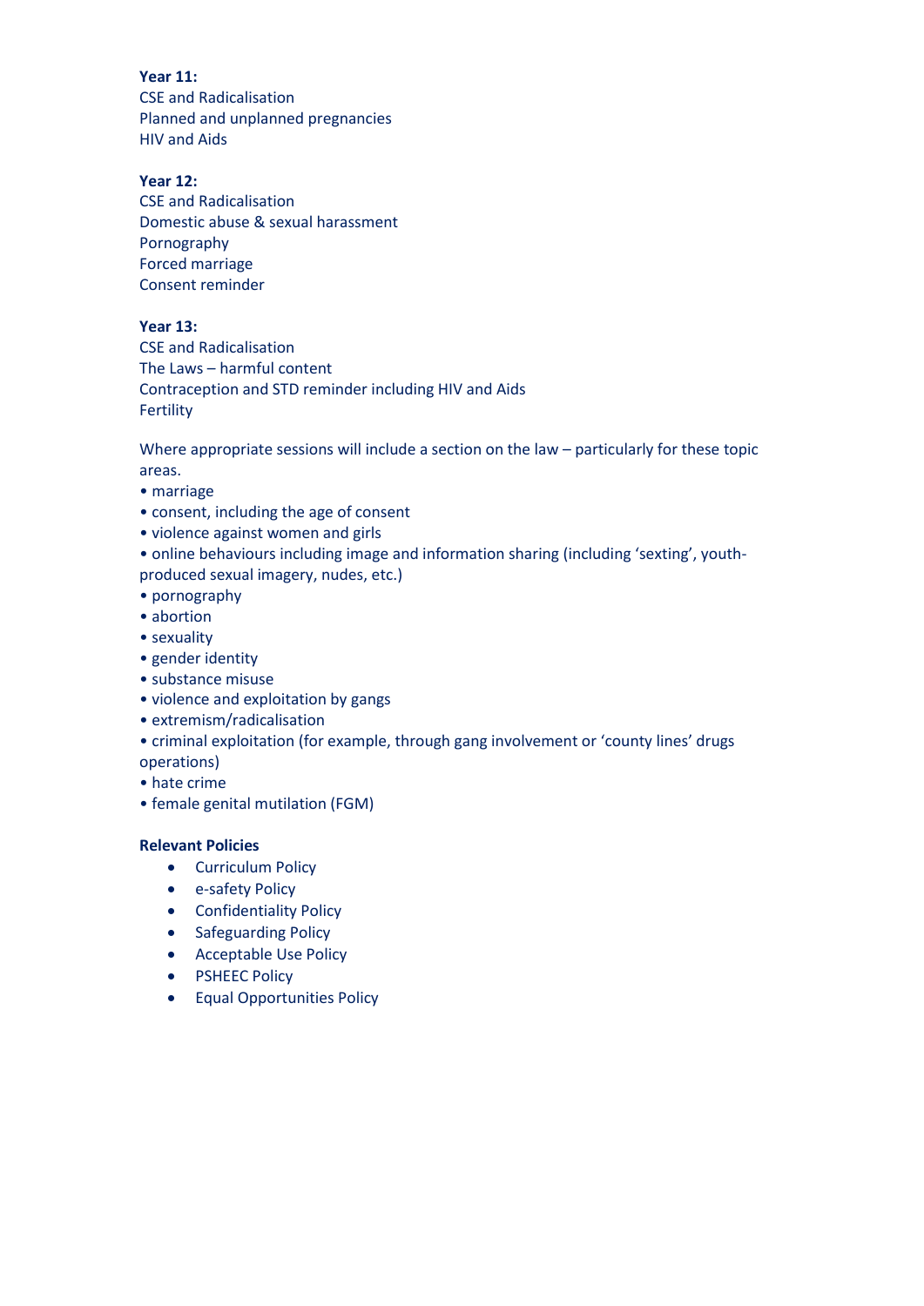**Year 11:**
CSE and Radicalisation
Planned and unplanned pregnancies
HIV and Aids

**Year 12:**
CSE and Radicalisation
Domestic abuse & sexual harassment
Pornography
Forced marriage
Consent reminder

**Year 13:**
CSE and Radicalisation
The Laws – harmful content
Contraception and STD reminder including HIV and Aids
Fertility

Where appropriate sessions will include a section on the law – particularly for these topic areas.

- marriage
- consent, including the age of consent
- violence against women and girls
- online behaviours including image and information sharing (including 'sexting', youth-produced sexual imagery, nudes, etc.)
- pornography
- abortion
- sexuality
- gender identity
- substance misuse
- violence and exploitation by gangs
- extremism/radicalisation
- criminal exploitation (for example, through gang involvement or 'county lines' drugs operations)
- hate crime
- female genital mutilation (FGM)

**Relevant Policies**

- Curriculum Policy
- e-safety Policy
- Confidentiality Policy
- Safeguarding Policy
- Acceptable Use Policy
- PSHEEC Policy
- Equal Opportunities Policy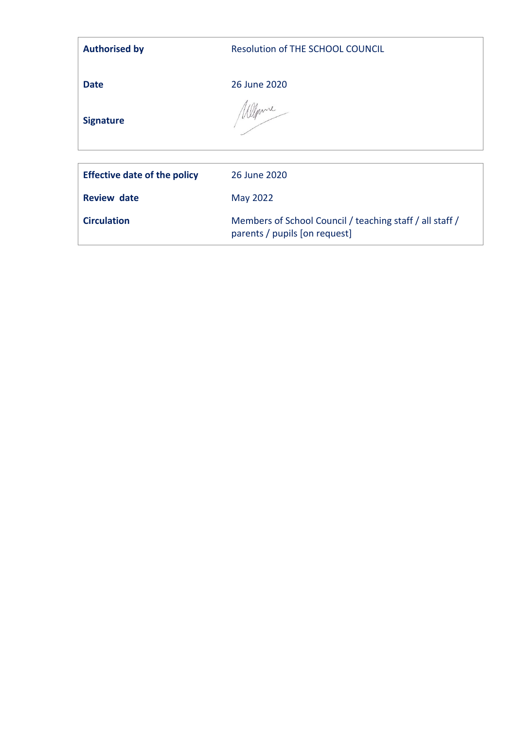| | |
|---|---|
| **Authorised by** | Resolution of THE SCHOOL COUNCIL |
| **Date** | 26 June 2020 |
| **Signature** | |

| | |
|---|---|
| **Effective date of the policy** | 26 June 2020 |
| **Review date** | May 2022 |
| **Circulation** | Members of School Council / teaching staff / all staff / parents / pupils [on request] |